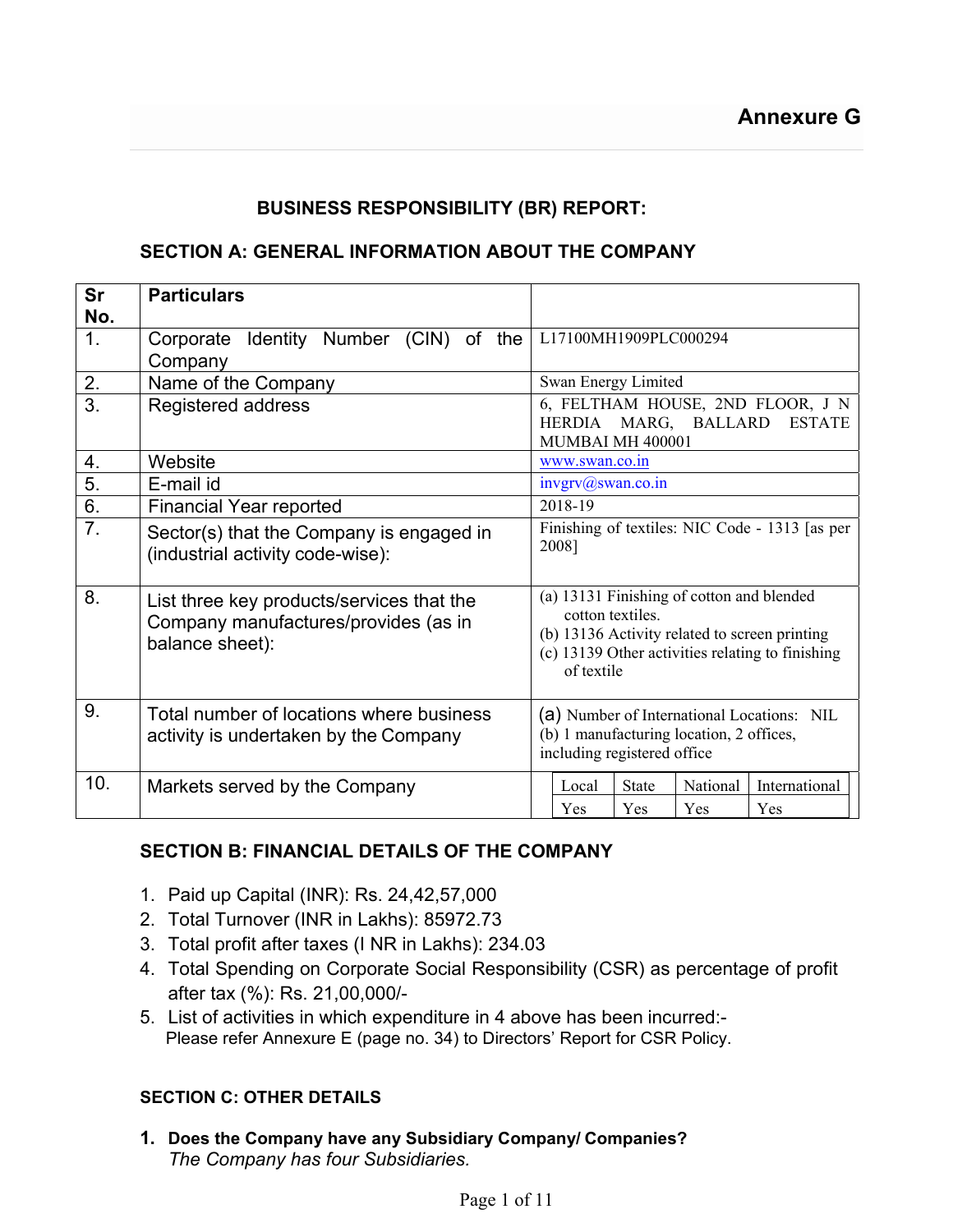# Annexure G

## BUSINESS RESPONSIBILITY (BR) REPORT:

### SECTION A: GENERAL INFORMATION ABOUT THE COMPANY

| Sr No. | Particulars | |
|---|---|---|
| 1. | Corporate Identity Number (CIN) of the Company | L17100MH1909PLC000294 |
| 2. | Name of the Company | Swan Energy Limited |
| 3. | Registered address | 6, FELTHAM HOUSE, 2ND FLOOR, J N HERDIA MARG, BALLARD ESTATE MUMBAI MH 400001 |
| 4. | Website | www.swan.co.in |
| 5. | E-mail id | invgrv@swan.co.in |
| 6. | Financial Year reported | 2018-19 |
| 7. | Sector(s) that the Company is engaged in (industrial activity code-wise): | Finishing of textiles: NIC Code - 1313 [as per 2008] |
| 8. | List three key products/services that the Company manufactures/provides (as in balance sheet): | (a) 13131 Finishing of cotton and blended cotton textiles.<br>(b) 13136 Activity related to screen printing<br>(c) 13139 Other activities relating to finishing of textile |
| 9. | Total number of locations where business activity is undertaken by the Company | (a) Number of International Locations: NIL<br>(b) 1 manufacturing location, 2 offices, including registered office |
| 10. | Markets served by the Company | Local: Yes; State: Yes; National: Yes; International: Yes |

### SECTION B: FINANCIAL DETAILS OF THE COMPANY

1. Paid up Capital (INR): Rs. 24,42,57,000
2. Total Turnover (INR in Lakhs): 85972.73
3. Total profit after taxes (I NR in Lakhs): 234.03
4. Total Spending on Corporate Social Responsibility (CSR) as percentage of profit after tax (%): Rs. 21,00,000/-
5. List of activities in which expenditure in 4 above has been incurred:-
   Please refer Annexure E (page no. 34) to Directors' Report for CSR Policy.

#### SECTION C: OTHER DETAILS

1. **Does the Company have any Subsidiary Company/ Companies?**
   *The Company has four Subsidiaries.*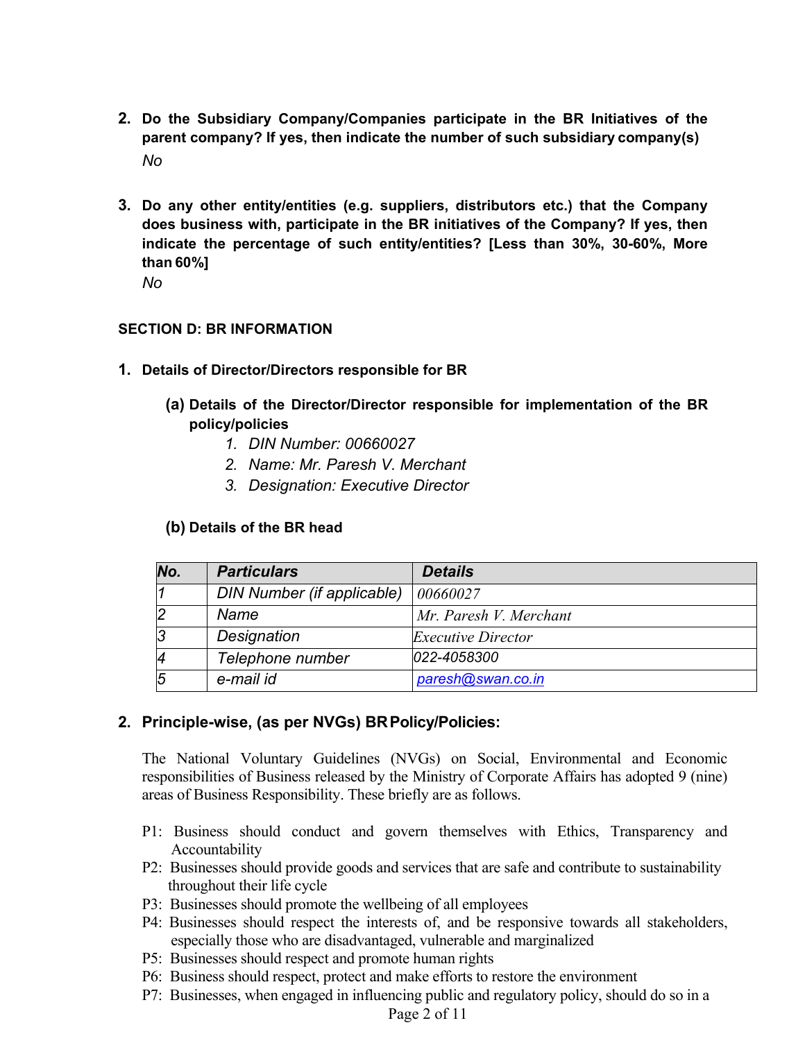2. **Do the Subsidiary Company/Companies participate in the BR Initiatives of the parent company? If yes, then indicate the number of such subsidiary company(s)**

   *No*

3. **Do any other entity/entities (e.g. suppliers, distributors etc.) that the Company does business with, participate in the BR initiatives of the Company? If yes, then indicate the percentage of such entity/entities? [Less than 30%, 30-60%, More than 60%]**

   *No*

## SECTION D: BR INFORMATION

1. **Details of Director/Directors responsible for BR**

   **(a) Details of the Director/Director responsible for implementation of the BR policy/policies**

   1. *DIN Number: 00660027*
   2. *Name: Mr. Paresh V. Merchant*
   3. *Designation: Executive Director*

   **(b) Details of the BR head**

| *No.* | *Particulars* | *Details* |
|---|---|---|
| *1* | *DIN Number (if applicable)* | *00660027* |
| *2* | *Name* | *Mr. Paresh V. Merchant* |
| *3* | *Designation* | *Executive Director* |
| *4* | *Telephone number* | *022-4058300* |
| *5* | *e-mail id* | *paresh@swan.co.in* |

2. **Principle-wise, (as per NVGs) BR Policy/Policies:**

   The National Voluntary Guidelines (NVGs) on Social, Environmental and Economic responsibilities of Business released by the Ministry of Corporate Affairs has adopted 9 (nine) areas of Business Responsibility. These briefly are as follows.

   P1: Business should conduct and govern themselves with Ethics, Transparency and Accountability

   P2: Businesses should provide goods and services that are safe and contribute to sustainability throughout their life cycle

   P3: Businesses should promote the wellbeing of all employees

   P4: Businesses should respect the interests of, and be responsive towards all stakeholders, especially those who are disadvantaged, vulnerable and marginalized

   P5: Businesses should respect and promote human rights

   P6: Business should respect, protect and make efforts to restore the environment

   P7: Businesses, when engaged in influencing public and regulatory policy, should do so in a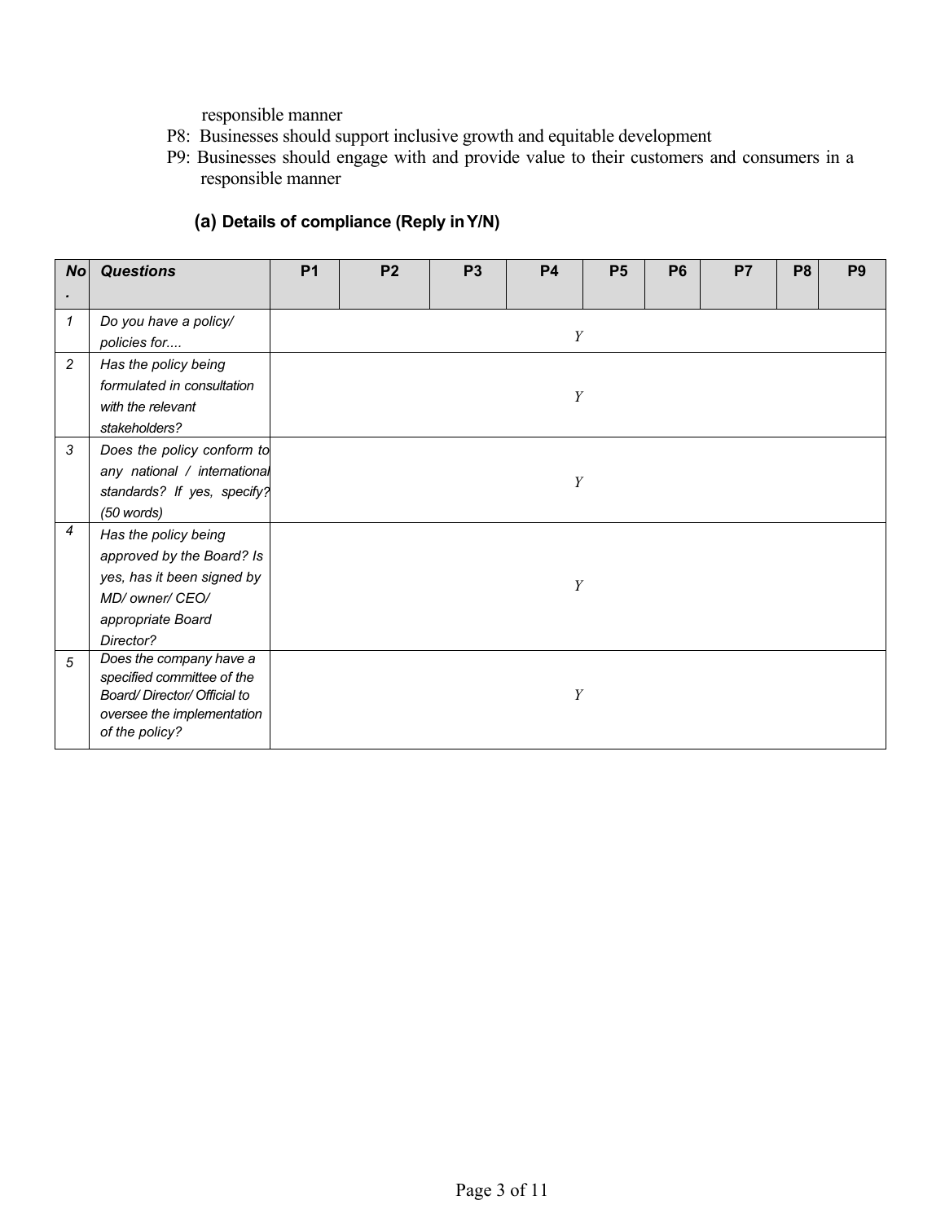responsible manner

P8: Businesses should support inclusive growth and equitable development

P9: Businesses should engage with and provide value to their customers and consumers in a responsible manner

### (a) Details of compliance (Reply in Y/N)

| No. | Questions | P1 | P2 | P3 | P4 | P5 | P6 | P7 | P8 | P9 |
|---|---|---|---|---|---|---|---|---|---|---|
| *1* | *Do you have a policy/ policies for....* | | | | *Y* | | | | | |
| *2* | *Has the policy being formulated in consultation with the relevant stakeholders?* | | | | *Y* | | | | | |
| *3* | *Does the policy conform to any national / international standards? If yes, specify? (50 words)* | | | | *Y* | | | | | |
| *4* | *Has the policy being approved by the Board? Is yes, has it been signed by MD/ owner/ CEO/ appropriate Board Director?* | | | | *Y* | | | | | |
| *5* | *Does the company have a specified committee of the Board/ Director/ Official to oversee the implementation of the policy?* | | | | *Y* | | | | | |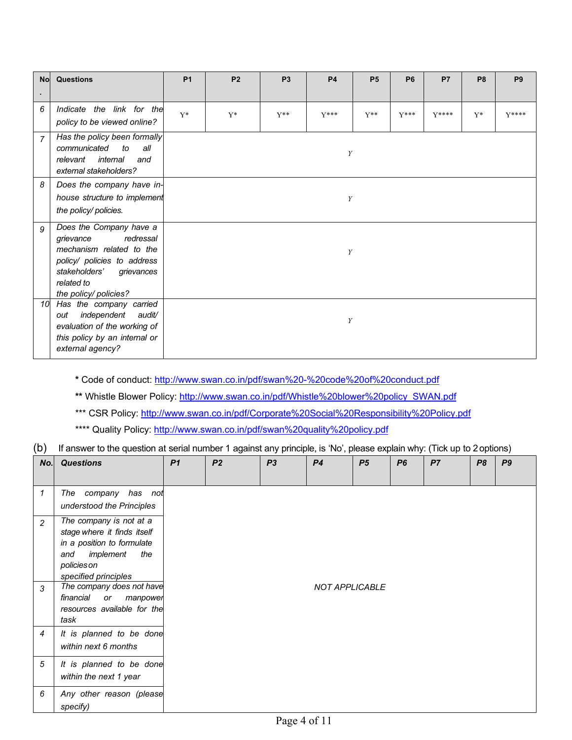| No. | Questions | P1 | P2 | P3 | P4 | P5 | P6 | P7 | P8 | P9 |
|---|---|---|---|---|---|---|---|---|---|---|
| 6 | *Indicate the link for the policy to be viewed online?* | Y* | Y* | Y** | Y*** | Y** | Y*** | Y**** | Y* | Y**** |
| 7 | *Has the policy been formally communicated to all relevant internal and external stakeholders?* | Y | | | | | | | | |
| 8 | *Does the company have in-house structure to implement the policy/ policies.* | Y | | | | | | | | |
| 9 | *Does the Company have a grievance redressal mechanism related to the policy/ policies to address stakeholders' grievances related to the policy/ policies?* | Y | | | | | | | | |
| 10 | *Has the company carried out independent audit/ evaluation of the working of this policy by an internal or external agency?* | Y | | | | | | | | |

\* Code of conduct: http://www.swan.co.in/pdf/swan%20-%20code%20of%20conduct.pdf

** Whistle Blower Policy: http://www.swan.co.in/pdf/Whistle%20blower%20policy_SWAN.pdf

*** CSR Policy: http://www.swan.co.in/pdf/Corporate%20Social%20Responsibility%20Policy.pdf

**** Quality Policy: http://www.swan.co.in/pdf/swan%20quality%20policy.pdf

(b) If answer to the question at serial number 1 against any principle, is 'No', please explain why: (Tick up to 2 options)

| ***No.*** | ***Questions*** | ***P1*** | ***P2*** | ***P3*** | ***P4*** | ***P5*** | ***P6*** | ***P7*** | ***P8*** | ***P9*** |
|---|---|---|---|---|---|---|---|---|---|---|
| 1 | *The company has not understood the Principles* | *NOT APPLICABLE* | | | | | | | | |
| 2 | *The company is not at a stage where it finds itself in a position to formulate and implement the policies on specified principles* | | | | | | | | | |
| 3 | *The company does not have financial or manpower resources available for the task* | | | | | | | | | |
| 4 | *It is planned to be done within next 6 months* | | | | | | | | | |
| 5 | *It is planned to be done within the next 1 year* | | | | | | | | | |
| 6 | *Any other reason (please specify)* | | | | | | | | | |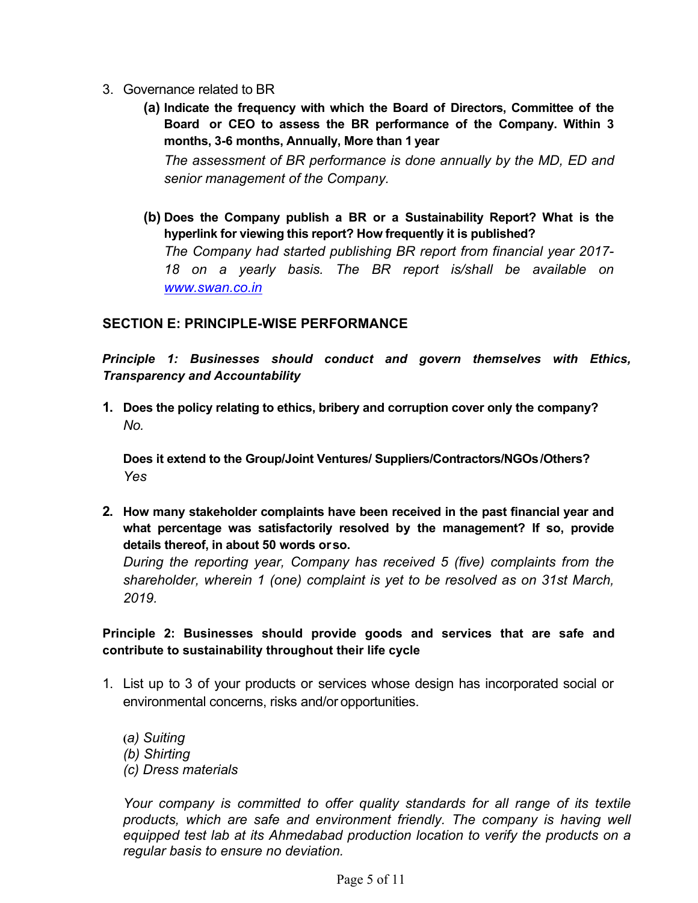3. Governance related to BR

    **(a) Indicate the frequency with which the Board of Directors, Committee of the Board or CEO to assess the BR performance of the Company. Within 3 months, 3-6 months, Annually, More than 1 year**

    *The assessment of BR performance is done annually by the MD, ED and senior management of the Company.*

    **(b) Does the Company publish a BR or a Sustainability Report? What is the hyperlink for viewing this report? How frequently it is published?**

    *The Company had started publishing BR report from financial year 2017-18 on a yearly basis. The BR report is/shall be available on [www.swan.co.in](www.swan.co.in)*

## SECTION E: PRINCIPLE-WISE PERFORMANCE

***Principle 1: Businesses should conduct and govern themselves with Ethics, Transparency and Accountability***

**1. Does the policy relating to ethics, bribery and corruption cover only the company?**
*No.*

**Does it extend to the Group/Joint Ventures/ Suppliers/Contractors/NGOs /Others?**
*Yes*

**2. How many stakeholder complaints have been received in the past financial year and what percentage was satisfactorily resolved by the management? If so, provide details thereof, in about 50 words or so.**
*During the reporting year, Company has received 5 (five) complaints from the shareholder, wherein 1 (one) complaint is yet to be resolved as on 31st March, 2019.*

**Principle 2: Businesses should provide goods and services that are safe and contribute to sustainability throughout their life cycle**

1. List up to 3 of your products or services whose design has incorporated social or environmental concerns, risks and/or opportunities.

    *(a) Suiting*
    *(b) Shirting*
    *(c) Dress materials*

    *Your company is committed to offer quality standards for all range of its textile products, which are safe and environment friendly. The company is having well equipped test lab at its Ahmedabad production location to verify the products on a regular basis to ensure no deviation.*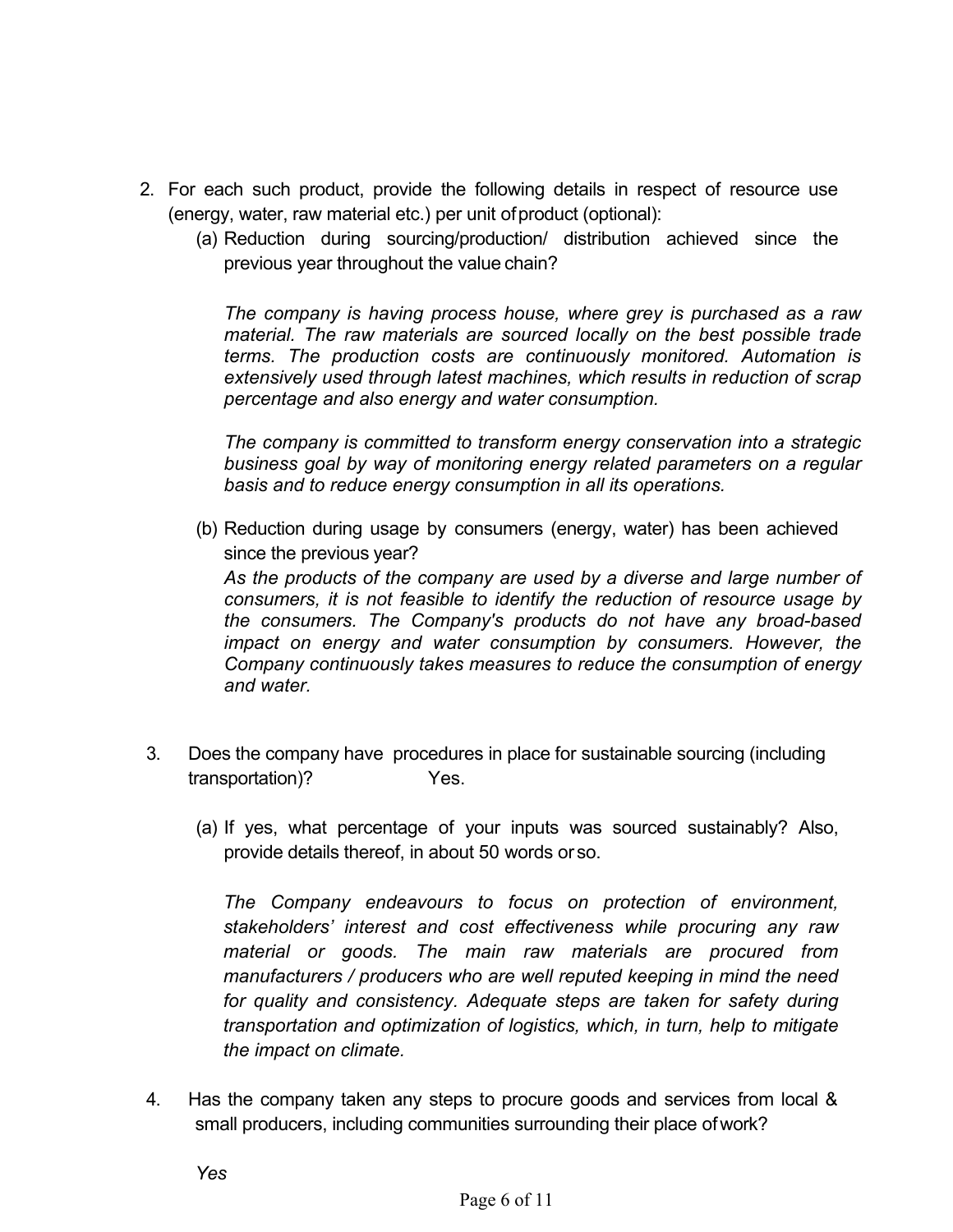2. For each such product, provide the following details in respect of resource use (energy, water, raw material etc.) per unit of product (optional):
   (a) Reduction during sourcing/production/ distribution achieved since the previous year throughout the value chain?

   *The company is having process house, where grey is purchased as a raw material. The raw materials are sourced locally on the best possible trade terms. The production costs are continuously monitored. Automation is extensively used through latest machines, which results in reduction of scrap percentage and also energy and water consumption.*

   *The company is committed to transform energy conservation into a strategic business goal by way of monitoring energy related parameters on a regular basis and to reduce energy consumption in all its operations.*

   (b) Reduction during usage by consumers (energy, water) has been achieved since the previous year?

   *As the products of the company are used by a diverse and large number of consumers, it is not feasible to identify the reduction of resource usage by the consumers. The Company's products do not have any broad-based impact on energy and water consumption by consumers. However, the Company continuously takes measures to reduce the consumption of energy and water.*

3. Does the company have procedures in place for sustainable sourcing (including transportation)? Yes.

   (a) If yes, what percentage of your inputs was sourced sustainably? Also, provide details thereof, in about 50 words or so.

   *The Company endeavours to focus on protection of environment, stakeholders' interest and cost effectiveness while procuring any raw material or goods. The main raw materials are procured from manufacturers / producers who are well reputed keeping in mind the need for quality and consistency. Adequate steps are taken for safety during transportation and optimization of logistics, which, in turn, help to mitigate the impact on climate.*

4. Has the company taken any steps to procure goods and services from local & small producers, including communities surrounding their place of work?

   *Yes*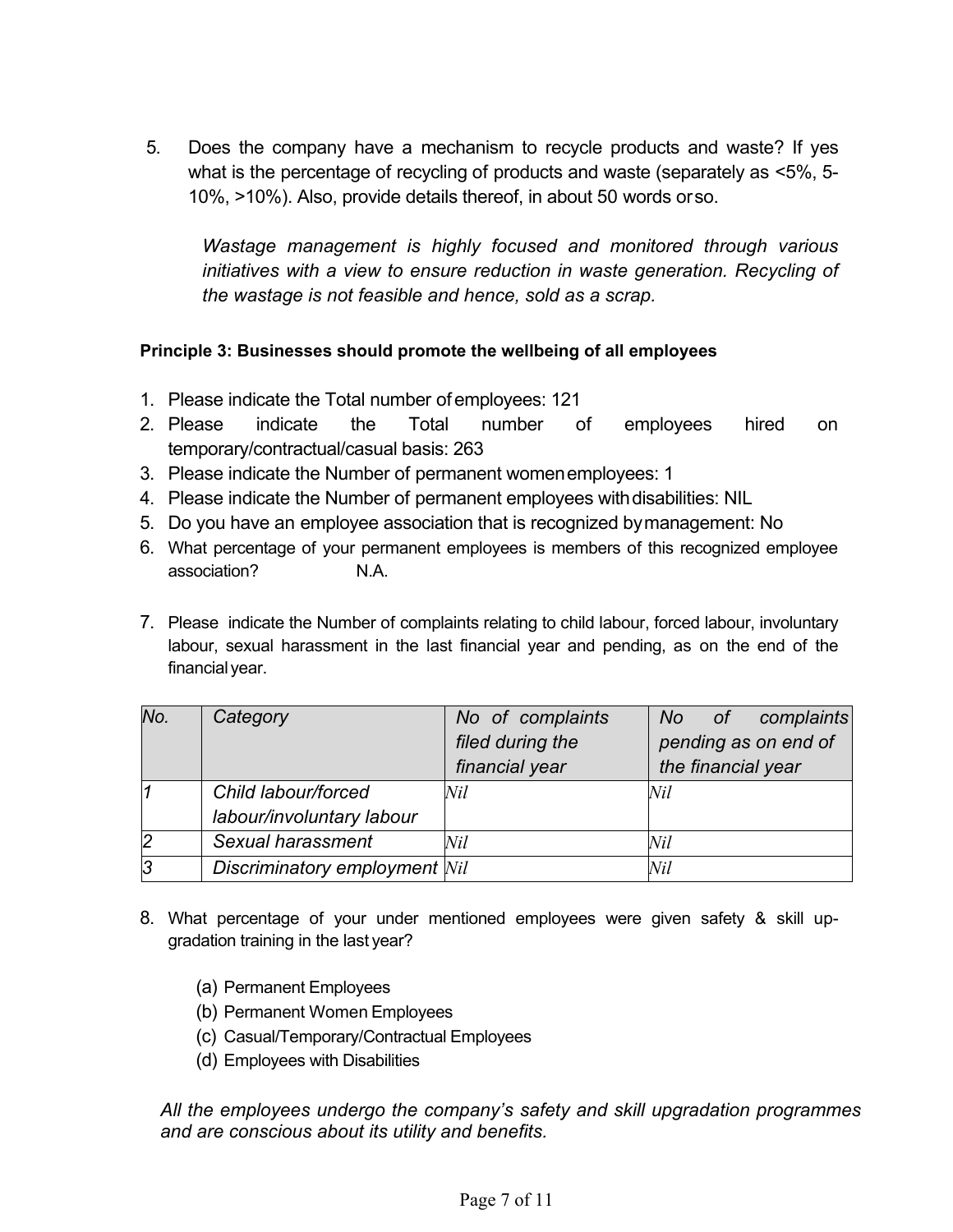5. Does the company have a mechanism to recycle products and waste? If yes what is the percentage of recycling of products and waste (separately as <5%, 5-10%, >10%). Also, provide details thereof, in about 50 words or so.

    *Wastage management is highly focused and monitored through various initiatives with a view to ensure reduction in waste generation. Recycling of the wastage is not feasible and hence, sold as a scrap.*

**Principle 3: Businesses should promote the wellbeing of all employees**

1. Please indicate the Total number of employees: 121
2. Please indicate the Total number of employees hired on temporary/contractual/casual basis: 263
3. Please indicate the Number of permanent women employees: 1
4. Please indicate the Number of permanent employees with disabilities: NIL
5. Do you have an employee association that is recognized by management: No
6. What percentage of your permanent employees is members of this recognized employee association? N.A.
7. Please indicate the Number of complaints relating to child labour, forced labour, involuntary labour, sexual harassment in the last financial year and pending, as on the end of the financial year.

| *No.* | *Category* | *No of complaints filed during the financial year* | *No of complaints pending as on end of the financial year* |
|---|---|---|---|
| *1* | *Child labour/forced labour/involuntary labour* | *Nil* | *Nil* |
| *2* | *Sexual harassment* | *Nil* | *Nil* |
| *3* | *Discriminatory employment* | *Nil* | *Nil* |

8. What percentage of your under mentioned employees were given safety & skill up-gradation training in the last year?

    (a) Permanent Employees
    (b) Permanent Women Employees
    (c) Casual/Temporary/Contractual Employees
    (d) Employees with Disabilities

*All the employees undergo the company's safety and skill upgradation programmes and are conscious about its utility and benefits.*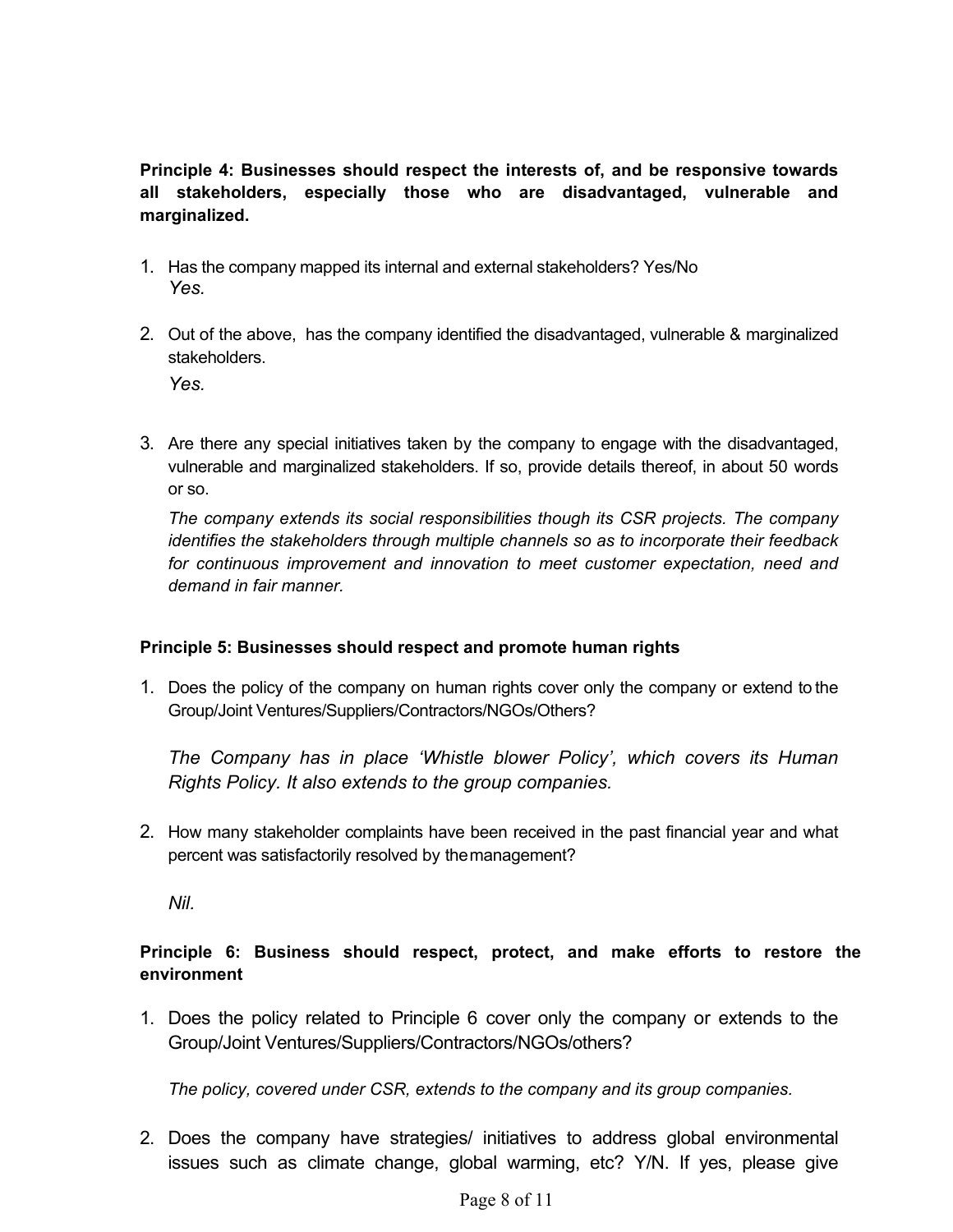**Principle 4: Businesses should respect the interests of, and be responsive towards all stakeholders, especially those who are disadvantaged, vulnerable and marginalized.**

1. Has the company mapped its internal and external stakeholders? Yes/No

   *Yes.*

2. Out of the above, has the company identified the disadvantaged, vulnerable & marginalized stakeholders.

   *Yes.*

3. Are there any special initiatives taken by the company to engage with the disadvantaged, vulnerable and marginalized stakeholders. If so, provide details thereof, in about 50 words or so.

   *The company extends its social responsibilities though its CSR projects. The company identifies the stakeholders through multiple channels so as to incorporate their feedback for continuous improvement and innovation to meet customer expectation, need and demand in fair manner.*

**Principle 5: Businesses should respect and promote human rights**

1. Does the policy of the company on human rights cover only the company or extend to the Group/Joint Ventures/Suppliers/Contractors/NGOs/Others?

   *The Company has in place 'Whistle blower Policy', which covers its Human Rights Policy. It also extends to the group companies.*

2. How many stakeholder complaints have been received in the past financial year and what percent was satisfactorily resolved by the management?

   *Nil.*

**Principle 6: Business should respect, protect, and make efforts to restore the environment**

1. Does the policy related to Principle 6 cover only the company or extends to the Group/Joint Ventures/Suppliers/Contractors/NGOs/others?

   *The policy, covered under CSR, extends to the company and its group companies.*

2. Does the company have strategies/ initiatives to address global environmental issues such as climate change, global warming, etc? Y/N. If yes, please give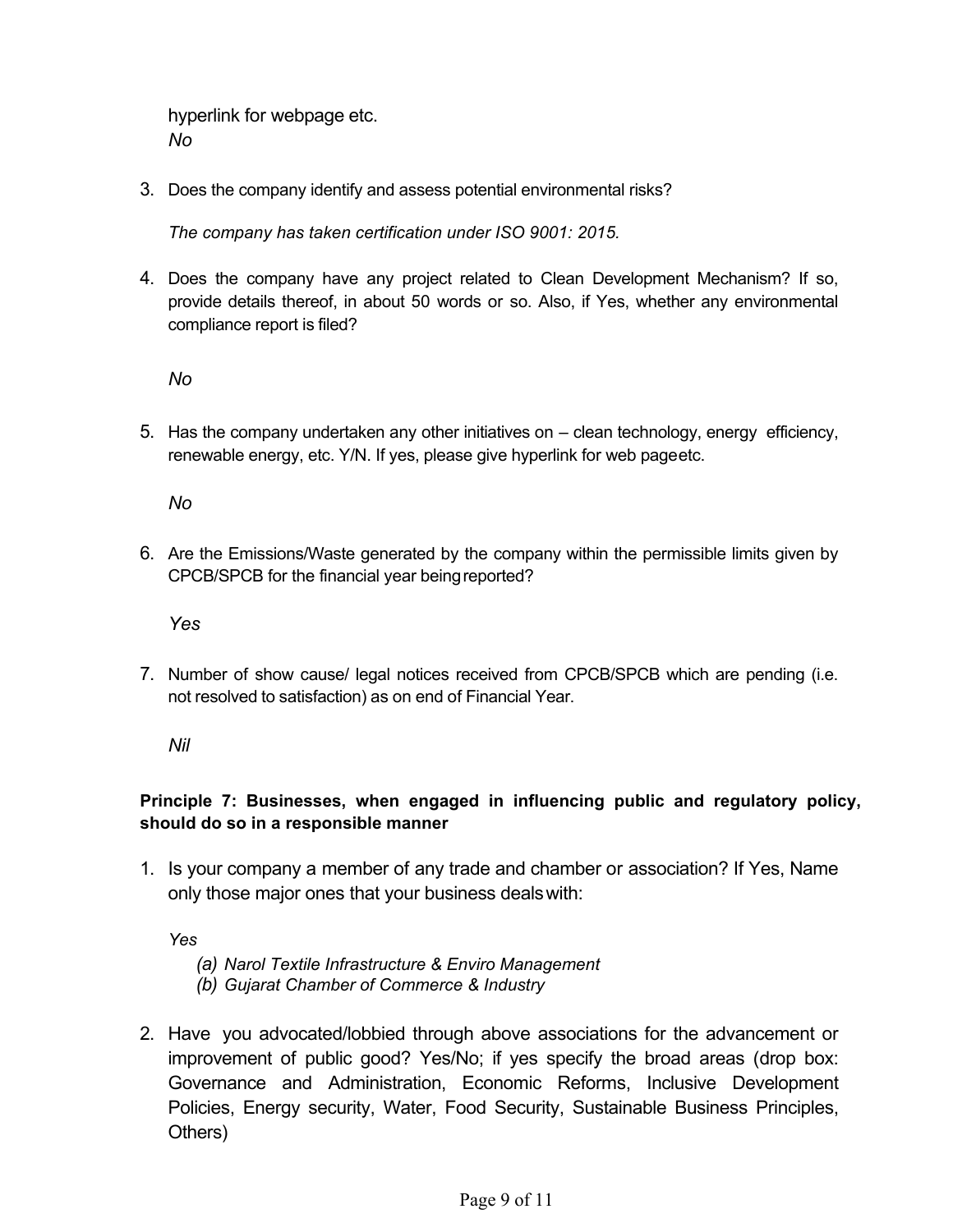hyperlink for webpage etc.

*No*

3. Does the company identify and assess potential environmental risks?

   *The company has taken certification under ISO 9001: 2015.*

4. Does the company have any project related to Clean Development Mechanism? If so, provide details thereof, in about 50 words or so. Also, if Yes, whether any environmental compliance report is filed?

   *No*

5. Has the company undertaken any other initiatives on – clean technology, energy efficiency, renewable energy, etc. Y/N. If yes, please give hyperlink for web pageetc.

   *No*

6. Are the Emissions/Waste generated by the company within the permissible limits given by CPCB/SPCB for the financial year beingreported?

   *Yes*

7. Number of show cause/ legal notices received from CPCB/SPCB which are pending (i.e. not resolved to satisfaction) as on end of Financial Year.

   *Nil*

**Principle 7: Businesses, when engaged in influencing public and regulatory policy, should do so in a responsible manner**

1. Is your company a member of any trade and chamber or association? If Yes, Name only those major ones that your business dealswith:

   *Yes*

   *(a) Narol Textile Infrastructure & Enviro Management*
   *(b) Gujarat Chamber of Commerce & Industry*

2. Have you advocated/lobbied through above associations for the advancement or improvement of public good? Yes/No; if yes specify the broad areas (drop box: Governance and Administration, Economic Reforms, Inclusive Development Policies, Energy security, Water, Food Security, Sustainable Business Principles, Others)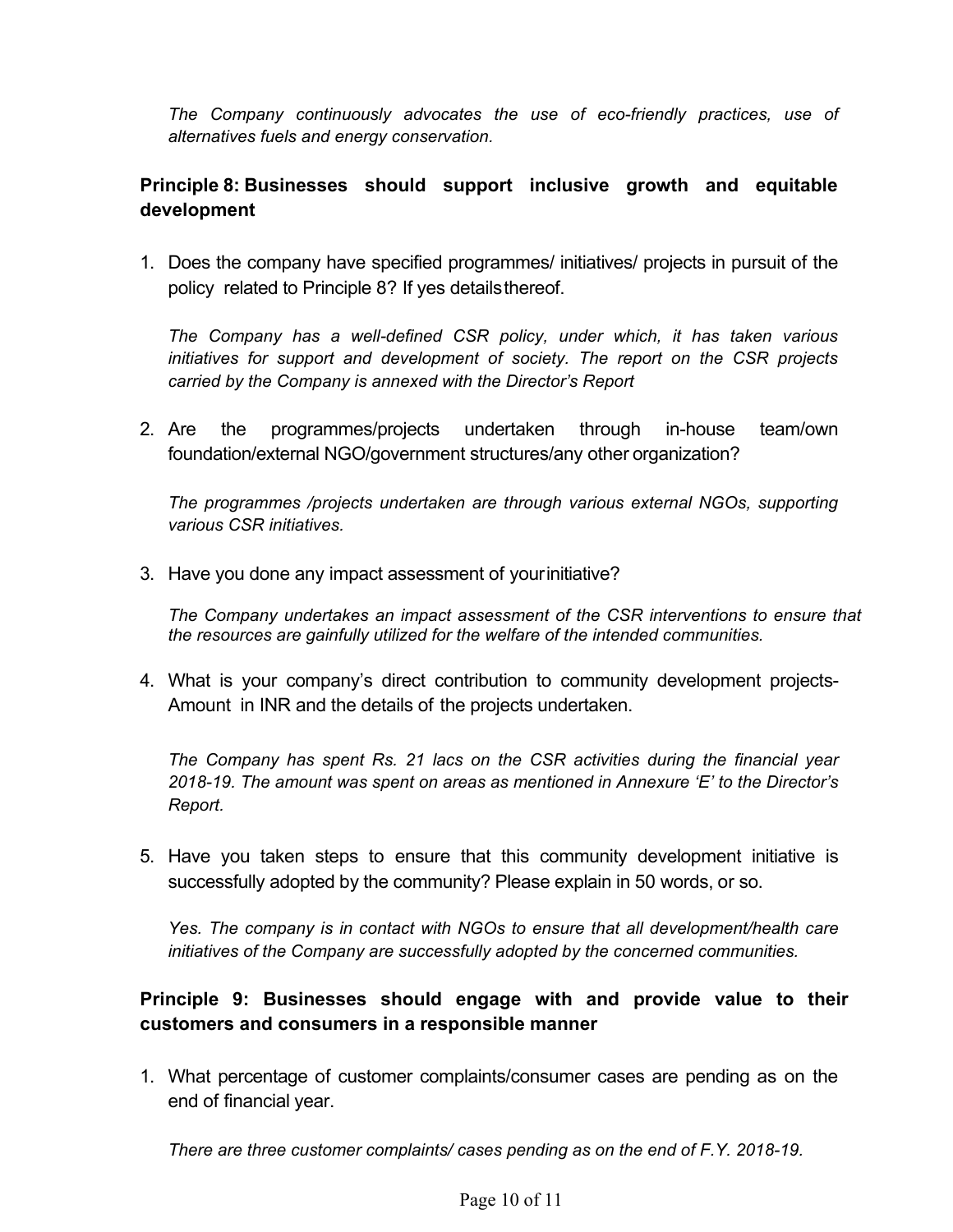*The Company continuously advocates the use of eco-friendly practices, use of alternatives fuels and energy conservation.*

### Principle 8: Businesses should support inclusive growth and equitable development

1. Does the company have specified programmes/ initiatives/ projects in pursuit of the policy related to Principle 8? If yes details thereof.

   *The Company has a well-defined CSR policy, under which, it has taken various initiatives for support and development of society. The report on the CSR projects carried by the Company is annexed with the Director's Report*

2. Are the programmes/projects undertaken through in-house team/own foundation/external NGO/government structures/any other organization?

   *The programmes /projects undertaken are through various external NGOs, supporting various CSR initiatives.*

3. Have you done any impact assessment of your initiative?

   *The Company undertakes an impact assessment of the CSR interventions to ensure that the resources are gainfully utilized for the welfare of the intended communities.*

4. What is your company's direct contribution to community development projects- Amount in INR and the details of the projects undertaken.

   *The Company has spent Rs. 21 lacs on the CSR activities during the financial year 2018-19. The amount was spent on areas as mentioned in Annexure 'E' to the Director's Report.*

5. Have you taken steps to ensure that this community development initiative is successfully adopted by the community? Please explain in 50 words, or so.

   *Yes. The company is in contact with NGOs to ensure that all development/health care initiatives of the Company are successfully adopted by the concerned communities.*

### Principle 9: Businesses should engage with and provide value to their customers and consumers in a responsible manner

1. What percentage of customer complaints/consumer cases are pending as on the end of financial year.

   *There are three customer complaints/ cases pending as on the end of F.Y. 2018-19.*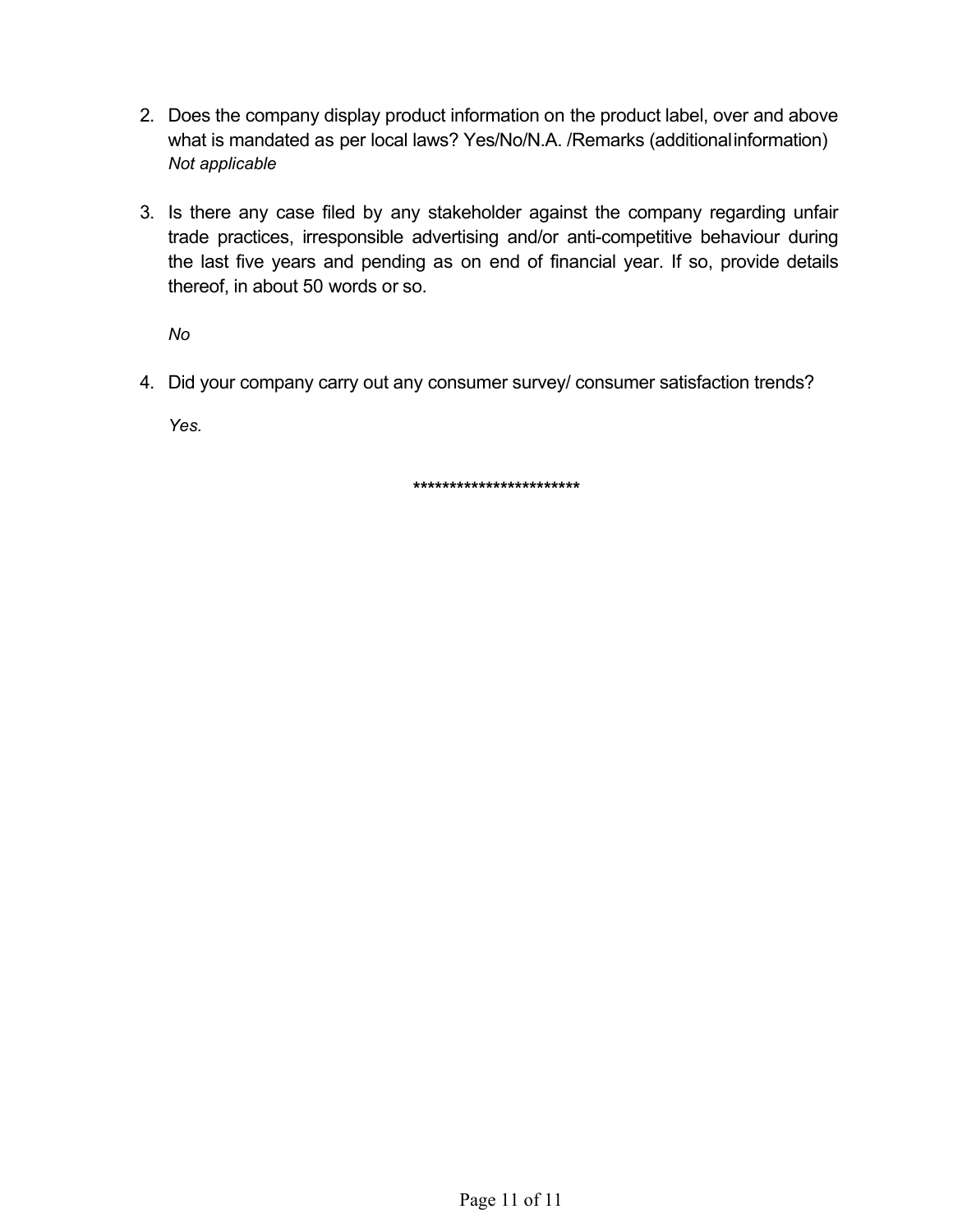2. Does the company display product information on the product label, over and above what is mandated as per local laws? Yes/No/N.A. /Remarks (additional information)
   *Not applicable*

3. Is there any case filed by any stakeholder against the company regarding unfair trade practices, irresponsible advertising and/or anti-competitive behaviour during the last five years and pending as on end of financial year. If so, provide details thereof, in about 50 words or so.

   *No*

4. Did your company carry out any consumer survey/ consumer satisfaction trends?

   *Yes.*

***********************